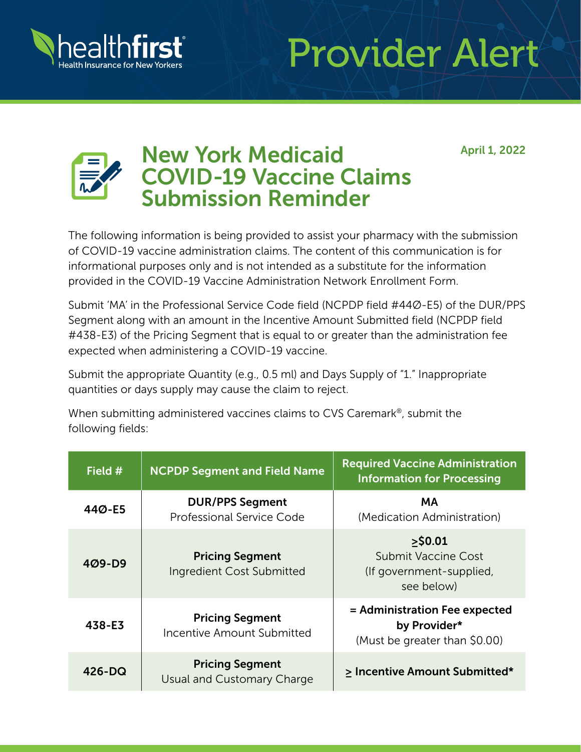# Provider Alert

## New York Medicaid COVID-19 Vaccine Claims Submission Reminder

April 1, 2022

The following information is being provided to assist your pharmacy with the submission of COVID-19 vaccine administration claims. The content of this communication is for informational purposes only and is not intended as a substitute for the information provided in the COVID-19 Vaccine Administration Network Enrollment Form.

Submit 'MA' in the Professional Service Code field (NCPDP field #44Ø-E5) of the DUR/PPS Segment along with an amount in the Incentive Amount Submitted field (NCPDP field #438-E3) of the Pricing Segment that is equal to or greater than the administration fee expected when administering a COVID-19 vaccine.

Submit the appropriate Quantity (e.g., 0.5 ml) and Days Supply of "1." Inappropriate quantities or days supply may cause the claim to reject.

When submitting administered vaccines claims to CVS Caremark®, submit the following fields:

| Field # | NCPDP Segment and Field Name | Required Vaccine Administration Information for Processing |
|---|---|---|
| **44Ø-E5** | **DUR/PPS Segment** Professional Service Code | **MA** (Medication Administration) |
| **4Ø9-D9** | **Pricing Segment** Ingredient Cost Submitted | **≥$0.01** Submit Vaccine Cost (If government-supplied, see below) |
| **438-E3** | **Pricing Segment** Incentive Amount Submitted | **= Administration Fee expected by Provider*** (Must be greater than $0.00) |
| **426-DQ** | **Pricing Segment** Usual and Customary Charge | **≥ Incentive Amount Submitted*** |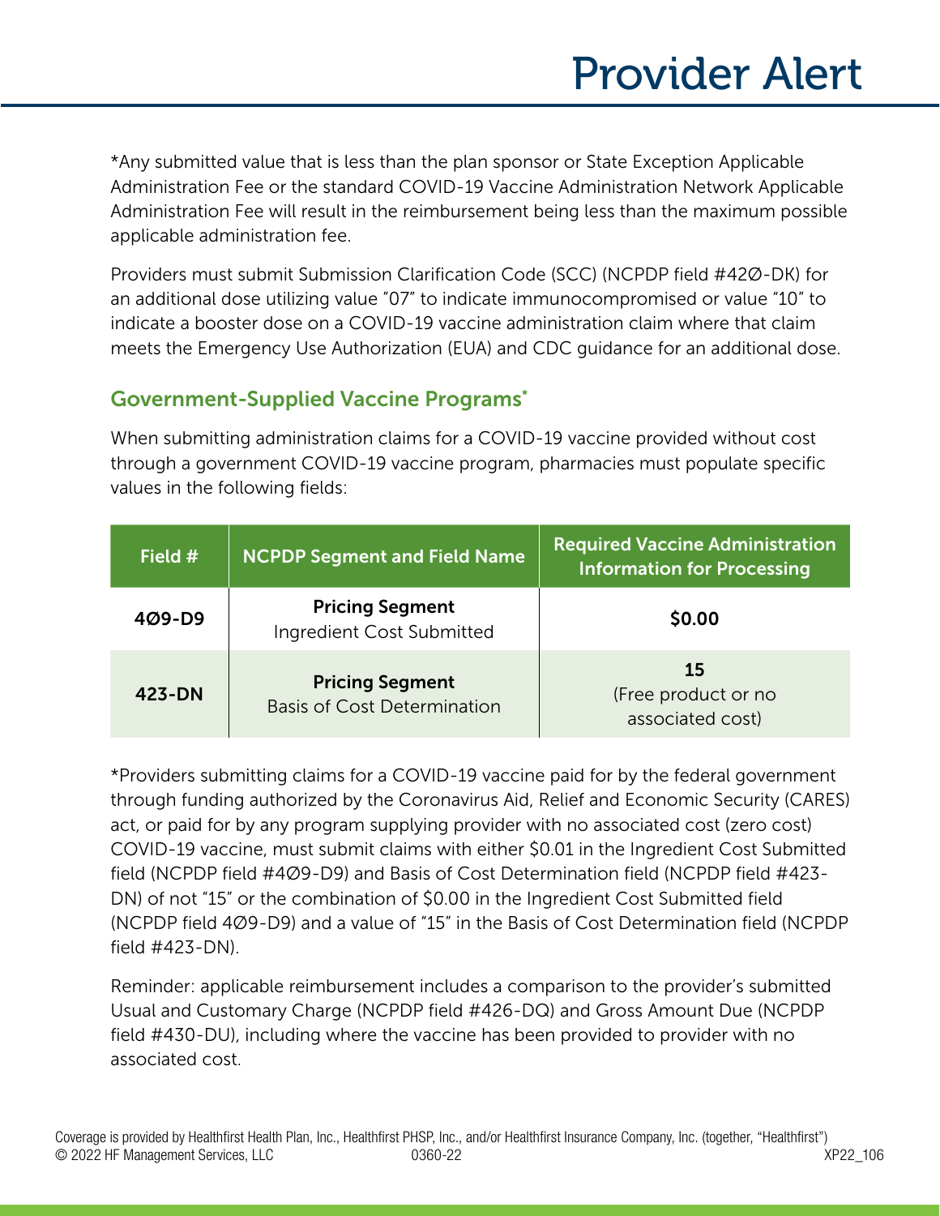*Any submitted value that is less than the plan sponsor or State Exception Applicable Administration Fee or the standard COVID-19 Vaccine Administration Network Applicable Administration Fee will result in the reimbursement being less than the maximum possible applicable administration fee.

Providers must submit Submission Clarification Code (SCC) (NCPDP field #42Ø-DK) for an additional dose utilizing value "07" to indicate immunocompromised or value "10" to indicate a booster dose on a COVID-19 vaccine administration claim where that claim meets the Emergency Use Authorization (EUA) and CDC guidance for an additional dose.

## Government-Supplied Vaccine Programs*

When submitting administration claims for a COVID-19 vaccine provided without cost through a government COVID-19 vaccine program, pharmacies must populate specific values in the following fields:

| Field # | NCPDP Segment and Field Name | Required Vaccine Administration Information for Processing |
|---|---|---|
| 4Ø9-D9 | **Pricing Segment** Ingredient Cost Submitted | **$0.00** |
| 423-DN | **Pricing Segment** Basis of Cost Determination | **15** (Free product or no associated cost) |

*Providers submitting claims for a COVID-19 vaccine paid for by the federal government through funding authorized by the Coronavirus Aid, Relief and Economic Security (CARES) act, or paid for by any program supplying provider with no associated cost (zero cost) COVID-19 vaccine, must submit claims with either $0.01 in the Ingredient Cost Submitted field (NCPDP field #4Ø9-D9) and Basis of Cost Determination field (NCPDP field #423-DN) of not "15" or the combination of $0.00 in the Ingredient Cost Submitted field (NCPDP field 4Ø9-D9) and a value of "15" in the Basis of Cost Determination field (NCPDP field #423-DN).

Reminder: applicable reimbursement includes a comparison to the provider's submitted Usual and Customary Charge (NCPDP field #426-DQ) and Gross Amount Due (NCPDP field #430-DU), including where the vaccine has been provided to provider with no associated cost.

Coverage is provided by Healthfirst Health Plan, Inc., Healthfirst PHSP, Inc., and/or Healthfirst Insurance Company, Inc. (together, "Healthfirst")
© 2022 HF Management Services, LLC 0360-22 XP22_106